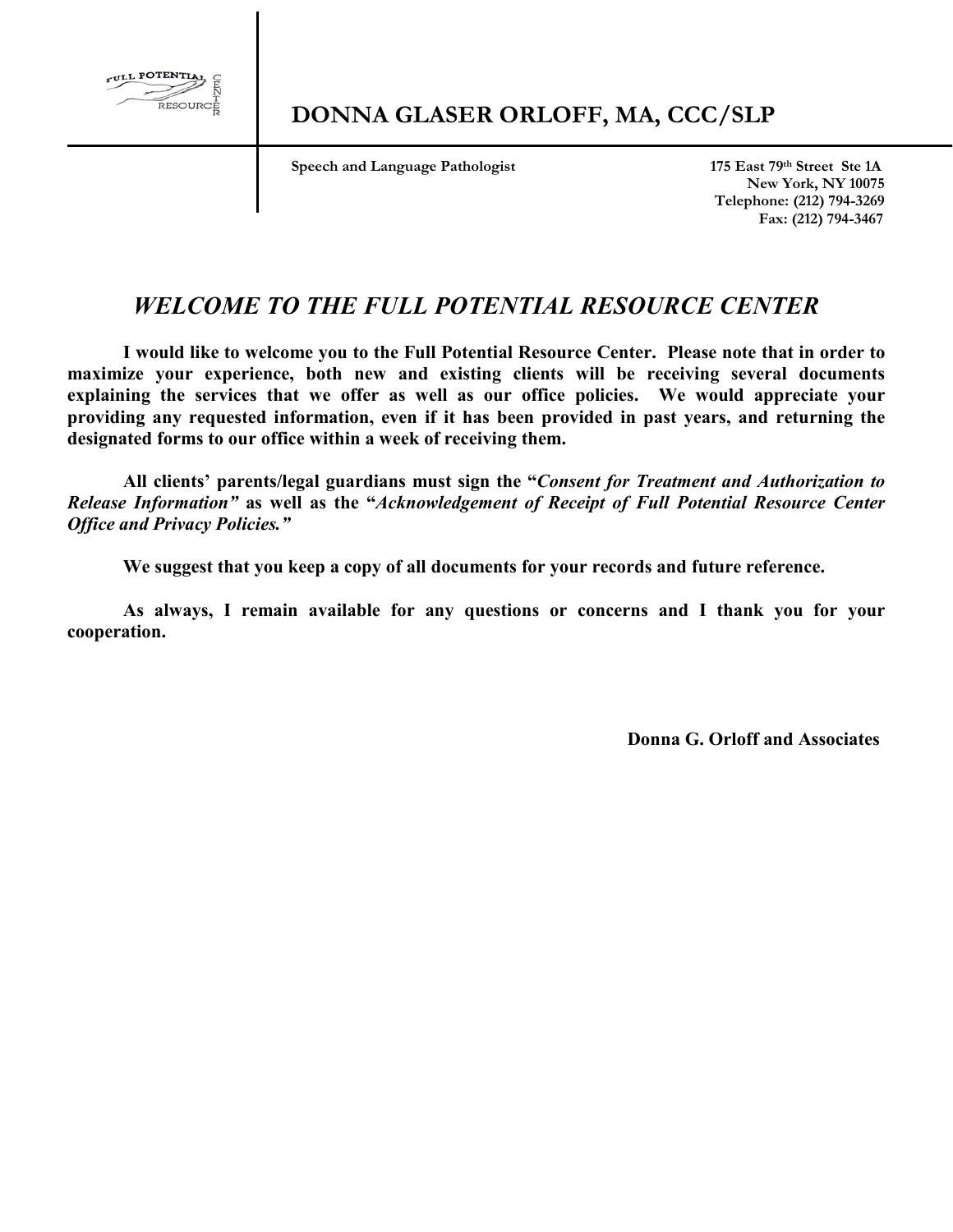# DONNA GLASER ORLOFF, MA, CCC/SLP

**Speech and Language Pathologist**

**175 East 79th Street Ste 1A**
**New York, NY 10075**
**Telephone: (212) 794-3269**
**Fax: (212) 794-3467**

## *WELCOME TO THE FULL POTENTIAL RESOURCE CENTER*

**I would like to welcome you to the Full Potential Resource Center. Please note that in order to maximize your experience, both new and existing clients will be receiving several documents explaining the services that we offer as well as our office policies. We would appreciate your providing any requested information, even if it has been provided in past years, and returning the designated forms to our office within a week of receiving them.**

**All clients' parents/legal guardians must sign the "*Consent for Treatment and Authorization to Release Information*" as well as the "*Acknowledgement of Receipt of Full Potential Resource Center Office and Privacy Policies.*"**

**We suggest that you keep a copy of all documents for your records and future reference.**

**As always, I remain available for any questions or concerns and I thank you for your cooperation.**

**Donna G. Orloff and Associates**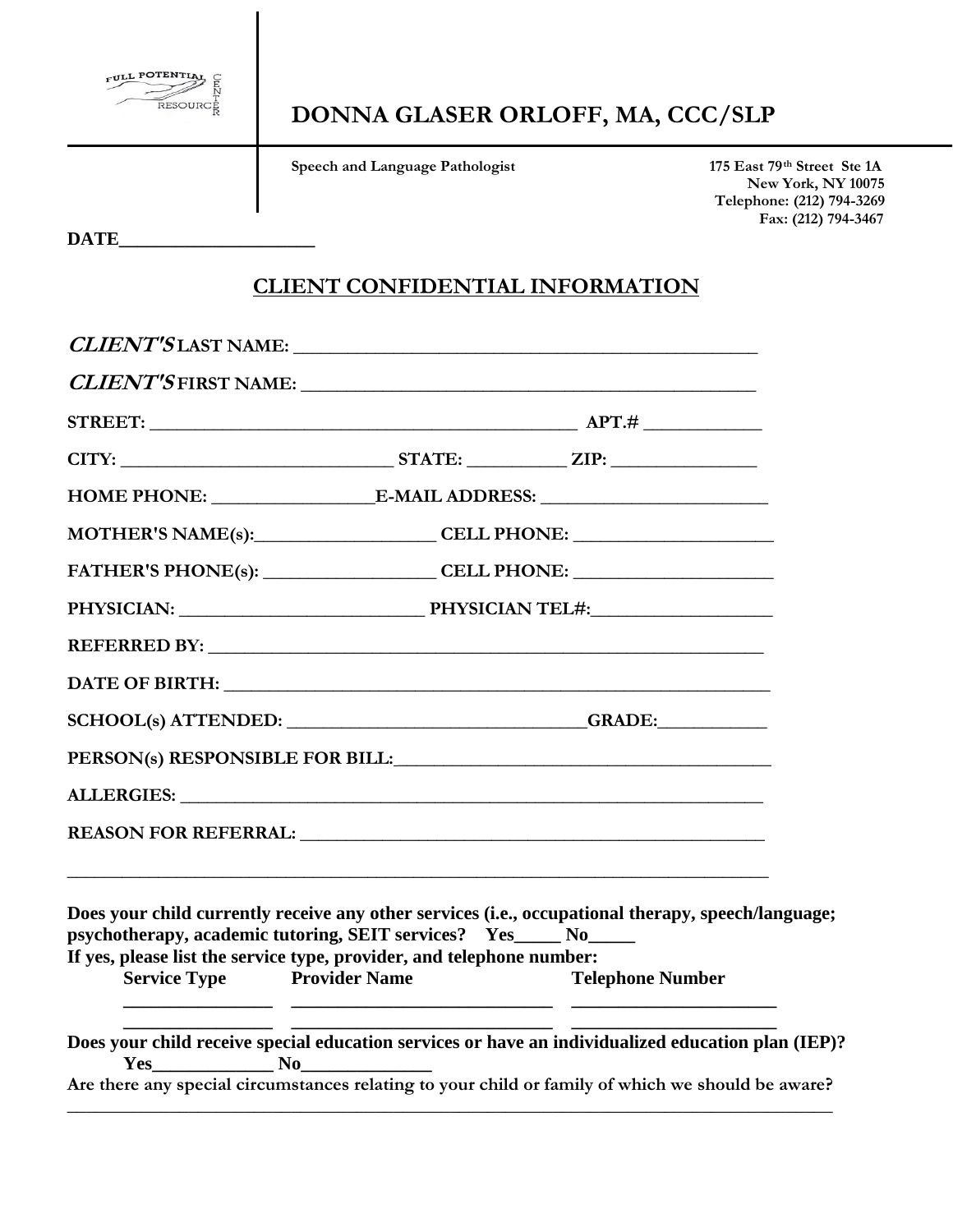FULL POTENTIAL RESOURCE CENTER

# DONNA GLASER ORLOFF, MA, CCC/SLP

**Speech and Language Pathologist**

**175 East 79th Street Ste 1A**
**New York, NY 10075**
**Telephone: (212) 794-3269**
**Fax: (212) 794-3467**

**DATE\_\_\_\_\_\_\_\_\_\_\_\_\_\_\_\_\_\_\_\_\_\_**

## CLIENT CONFIDENTIAL INFORMATION

***CLIENT'S*** **LAST NAME:** \_\_\_\_\_\_\_\_\_\_\_\_\_\_\_\_\_\_\_\_\_\_\_\_\_\_\_\_\_\_\_\_\_\_\_\_\_\_\_\_\_\_\_\_\_\_\_\_\_\_

***CLIENT'S*** **FIRST NAME:** \_\_\_\_\_\_\_\_\_\_\_\_\_\_\_\_\_\_\_\_\_\_\_\_\_\_\_\_\_\_\_\_\_\_\_\_\_\_\_\_\_\_\_\_\_\_\_\_\_\_

**STREET:** \_\_\_\_\_\_\_\_\_\_\_\_\_\_\_\_\_\_\_\_\_\_\_\_\_\_\_\_\_\_\_\_\_\_\_\_\_\_\_\_\_\_\_\_\_\_\_\_ **APT.#** \_\_\_\_\_\_\_\_\_\_\_\_\_

**CITY:** \_\_\_\_\_\_\_\_\_\_\_\_\_\_\_\_\_\_\_\_\_\_\_\_\_\_\_\_\_\_ **STATE:** \_\_\_\_\_\_\_\_\_\_\_ **ZIP:** \_\_\_\_\_\_\_\_\_\_\_\_\_\_\_\_

**HOME PHONE:** \_\_\_\_\_\_\_\_\_\_\_\_\_\_\_\_\_\_ **E-MAIL ADDRESS:** \_\_\_\_\_\_\_\_\_\_\_\_\_\_\_\_\_\_\_\_\_\_\_\_\_\_

**MOTHER'S NAME(s):**\_\_\_\_\_\_\_\_\_\_\_\_\_\_\_\_\_\_\_\_ **CELL PHONE:** \_\_\_\_\_\_\_\_\_\_\_\_\_\_\_\_\_\_\_\_\_\_

**FATHER'S PHONE(s):** \_\_\_\_\_\_\_\_\_\_\_\_\_\_\_\_\_\_\_ **CELL PHONE:** \_\_\_\_\_\_\_\_\_\_\_\_\_\_\_\_\_\_\_\_\_\_

**PHYSICIAN:** \_\_\_\_\_\_\_\_\_\_\_\_\_\_\_\_\_\_\_\_\_\_\_\_\_\_\_ **PHYSICIAN TEL#:**\_\_\_\_\_\_\_\_\_\_\_\_\_\_\_\_\_\_\_\_

**REFERRED BY:** \_\_\_\_\_\_\_\_\_\_\_\_\_\_\_\_\_\_\_\_\_\_\_\_\_\_\_\_\_\_\_\_\_\_\_\_\_\_\_\_\_\_\_\_\_\_\_\_\_\_\_\_\_\_\_\_\_\_\_\_\_

**DATE OF BIRTH:** \_\_\_\_\_\_\_\_\_\_\_\_\_\_\_\_\_\_\_\_\_\_\_\_\_\_\_\_\_\_\_\_\_\_\_\_\_\_\_\_\_\_\_\_\_\_\_\_\_\_\_\_\_\_\_\_\_\_\_\_

**SCHOOL(s) ATTENDED:** \_\_\_\_\_\_\_\_\_\_\_\_\_\_\_\_\_\_\_\_\_\_\_\_\_\_\_\_\_\_\_\_\_\_**GRADE:**\_\_\_\_\_\_\_\_\_\_\_\_

**PERSON(s) RESPONSIBLE FOR BILL:**\_\_\_\_\_\_\_\_\_\_\_\_\_\_\_\_\_\_\_\_\_\_\_\_\_\_\_\_\_\_\_\_\_\_\_\_\_\_\_\_\_\_

**ALLERGIES:** \_\_\_\_\_\_\_\_\_\_\_\_\_\_\_\_\_\_\_\_\_\_\_\_\_\_\_\_\_\_\_\_\_\_\_\_\_\_\_\_\_\_\_\_\_\_\_\_\_\_\_\_\_\_\_\_\_\_\_\_\_\_\_

**REASON FOR REFERRAL:** \_\_\_\_\_\_\_\_\_\_\_\_\_\_\_\_\_\_\_\_\_\_\_\_\_\_\_\_\_\_\_\_\_\_\_\_\_\_\_\_\_\_\_\_\_\_\_\_\_\_\_\_

\_\_\_\_\_\_\_\_\_\_\_\_\_\_\_\_\_\_\_\_\_\_\_\_\_\_\_\_\_\_\_\_\_\_\_\_\_\_\_\_\_\_\_\_\_\_\_\_\_\_\_\_\_\_\_\_\_\_\_\_\_\_\_\_\_\_\_\_\_\_\_\_\_\_

**Does your child currently receive any other services (i.e., occupational therapy, speech/language; psychotherapy, academic tutoring, SEIT services? Yes\_\_\_\_\_ No\_\_\_\_\_**
**If yes, please list the service type, provider, and telephone number:**

| Service Type | Provider Name | Telephone Number |
| --- | --- | --- |
| \_\_\_\_\_\_\_\_\_\_\_\_\_\_\_\_ | \_\_\_\_\_\_\_\_\_\_\_\_\_\_\_\_\_\_\_\_\_\_\_\_\_\_\_\_ | \_\_\_\_\_\_\_\_\_\_\_\_\_\_\_\_\_\_\_\_\_\_ |
| \_\_\_\_\_\_\_\_\_\_\_\_\_\_\_\_ | \_\_\_\_\_\_\_\_\_\_\_\_\_\_\_\_\_\_\_\_\_\_\_\_\_\_\_\_ | \_\_\_\_\_\_\_\_\_\_\_\_\_\_\_\_\_\_\_\_\_\_ |

**Does your child receive special education services or have an individualized education plan (IEP)?**
**Yes\_\_\_\_\_\_\_\_\_\_\_\_\_ No\_\_\_\_\_\_\_\_\_\_\_\_\_\_**

**Are there any special circumstances relating to your child or family of which we should be aware?**
\_\_\_\_\_\_\_\_\_\_\_\_\_\_\_\_\_\_\_\_\_\_\_\_\_\_\_\_\_\_\_\_\_\_\_\_\_\_\_\_\_\_\_\_\_\_\_\_\_\_\_\_\_\_\_\_\_\_\_\_\_\_\_\_\_\_\_\_\_\_\_\_\_\_\_\_\_\_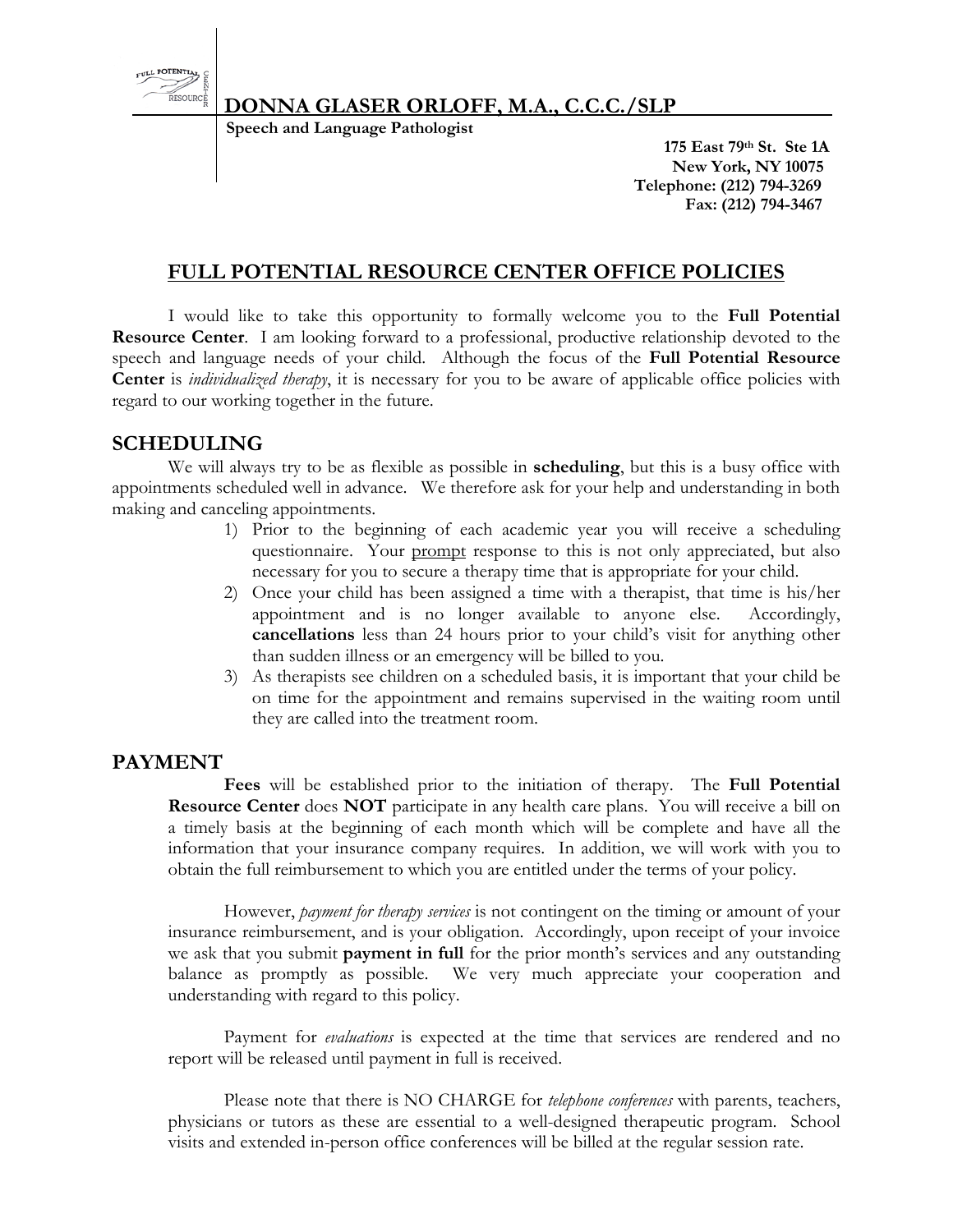## DONNA GLASER ORLOFF, M.A., C.C.C./SLP

**Speech and Language Pathologist**

**175 East 79th St. Ste 1A**
**New York, NY 10075**
**Telephone: (212) 794-3269**
**Fax: (212) 794-3467**

# FULL POTENTIAL RESOURCE CENTER OFFICE POLICIES

I would like to take this opportunity to formally welcome you to the **Full Potential Resource Center**. I am looking forward to a professional, productive relationship devoted to the speech and language needs of your child. Although the focus of the **Full Potential Resource Center** is *individualized therapy*, it is necessary for you to be aware of applicable office policies with regard to our working together in the future.

## SCHEDULING

We will always try to be as flexible as possible in **scheduling**, but this is a busy office with appointments scheduled well in advance. We therefore ask for your help and understanding in both making and canceling appointments.

1) Prior to the beginning of each academic year you will receive a scheduling questionnaire. Your prompt response to this is not only appreciated, but also necessary for you to secure a therapy time that is appropriate for your child.
2) Once your child has been assigned a time with a therapist, that time is his/her appointment and is no longer available to anyone else. Accordingly, **cancellations** less than 24 hours prior to your child's visit for anything other than sudden illness or an emergency will be billed to you.
3) As therapists see children on a scheduled basis, it is important that your child be on time for the appointment and remains supervised in the waiting room until they are called into the treatment room.

## PAYMENT

**Fees** will be established prior to the initiation of therapy. The **Full Potential Resource Center** does **NOT** participate in any health care plans. You will receive a bill on a timely basis at the beginning of each month which will be complete and have all the information that your insurance company requires. In addition, we will work with you to obtain the full reimbursement to which you are entitled under the terms of your policy.

However, *payment for therapy services* is not contingent on the timing or amount of your insurance reimbursement, and is your obligation. Accordingly, upon receipt of your invoice we ask that you submit **payment in full** for the prior month's services and any outstanding balance as promptly as possible. We very much appreciate your cooperation and understanding with regard to this policy.

Payment for *evaluations* is expected at the time that services are rendered and no report will be released until payment in full is received.

Please note that there is NO CHARGE for *telephone conferences* with parents, teachers, physicians or tutors as these are essential to a well-designed therapeutic program. School visits and extended in-person office conferences will be billed at the regular session rate.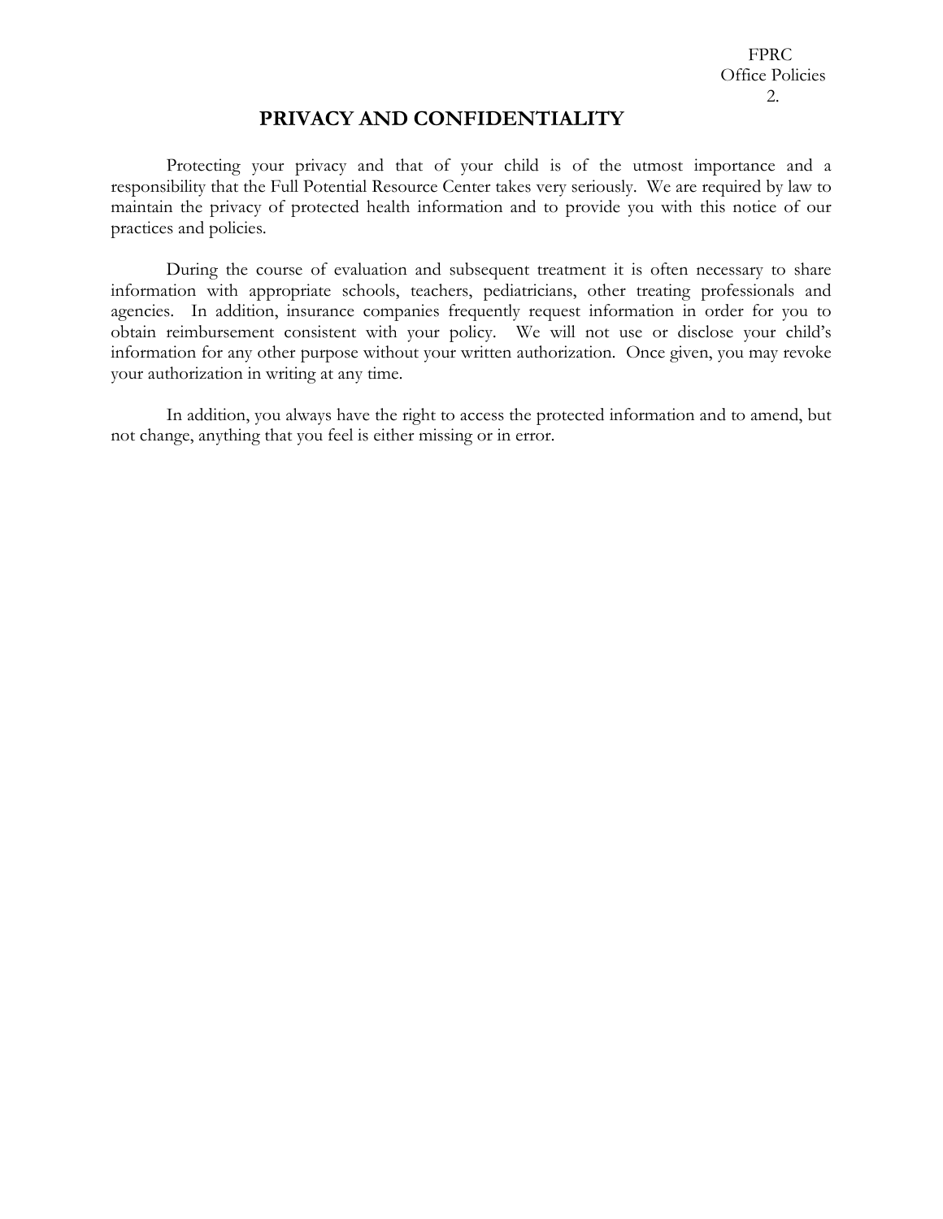# PRIVACY AND CONFIDENTIALITY

Protecting your privacy and that of your child is of the utmost importance and a responsibility that the Full Potential Resource Center takes very seriously. We are required by law to maintain the privacy of protected health information and to provide you with this notice of our practices and policies.

During the course of evaluation and subsequent treatment it is often necessary to share information with appropriate schools, teachers, pediatricians, other treating professionals and agencies. In addition, insurance companies frequently request information in order for you to obtain reimbursement consistent with your policy. We will not use or disclose your child's information for any other purpose without your written authorization. Once given, you may revoke your authorization in writing at any time.

In addition, you always have the right to access the protected information and to amend, but not change, anything that you feel is either missing or in error.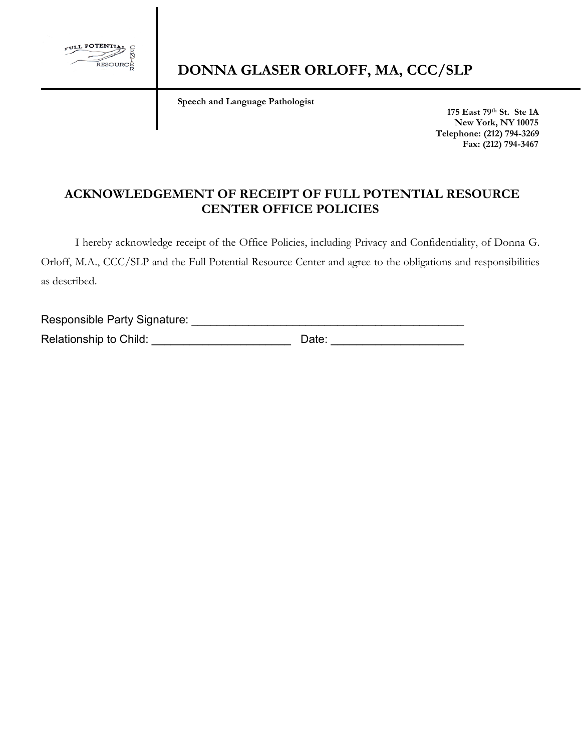FULL POTENTIAL RESOURCE CENTER

# DONNA GLASER ORLOFF, MA, CCC/SLP

**Speech and Language Pathologist**

**175 East 79th St. Ste 1A**
**New York, NY 10075**
**Telephone: (212) 794-3269**
**Fax: (212) 794-3467**

## ACKNOWLEDGEMENT OF RECEIPT OF FULL POTENTIAL RESOURCE CENTER OFFICE POLICIES

I hereby acknowledge receipt of the Office Policies, including Privacy and Confidentiality, of Donna G. Orloff, M.A., CCC/SLP and the Full Potential Resource Center and agree to the obligations and responsibilities as described.

Responsible Party Signature: ___________________________________________

Relationship to Child: ______________________ Date: ____________________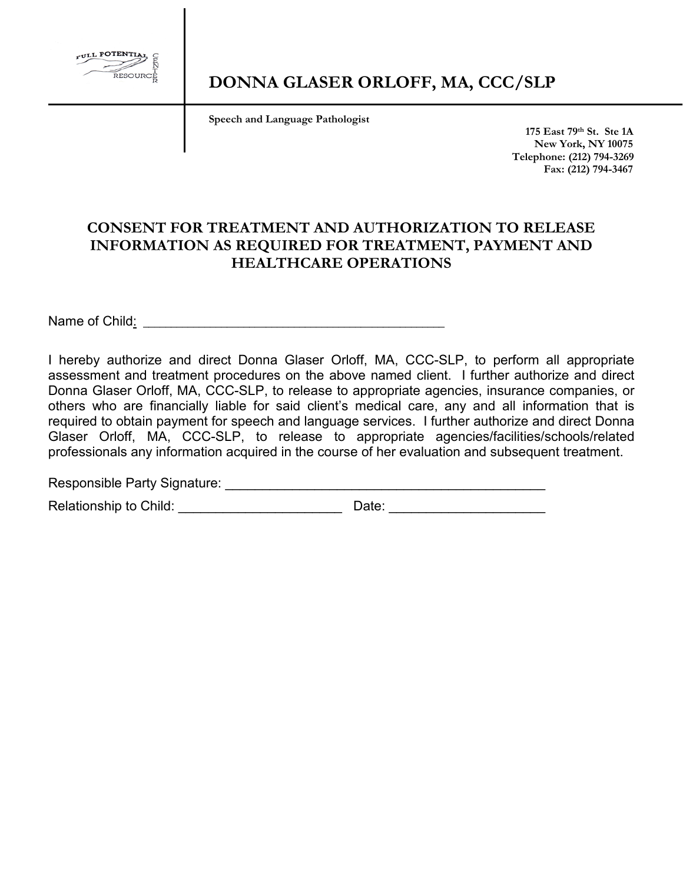FULL POTENTIAL RESOURCE CENTER

# DONNA GLASER ORLOFF, MA, CCC/SLP

**Speech and Language Pathologist**

**175 East 79th St. Ste 1A**
**New York, NY 10075**
**Telephone: (212) 794-3269**
**Fax: (212) 794-3467**

## CONSENT FOR TREATMENT AND AUTHORIZATION TO RELEASE INFORMATION AS REQUIRED FOR TREATMENT, PAYMENT AND HEALTHCARE OPERATIONS

Name of Child: ___________________________________________

I hereby authorize and direct Donna Glaser Orloff, MA, CCC-SLP, to perform all appropriate assessment and treatment procedures on the above named client. I further authorize and direct Donna Glaser Orloff, MA, CCC-SLP, to release to appropriate agencies, insurance companies, or others who are financially liable for said client's medical care, any and all information that is required to obtain payment for speech and language services. I further authorize and direct Donna Glaser Orloff, MA, CCC-SLP, to release to appropriate agencies/facilities/schools/related professionals any information acquired in the course of her evaluation and subsequent treatment.

Responsible Party Signature: _____________________________________________

Relationship to Child: ______________________ Date: _____________________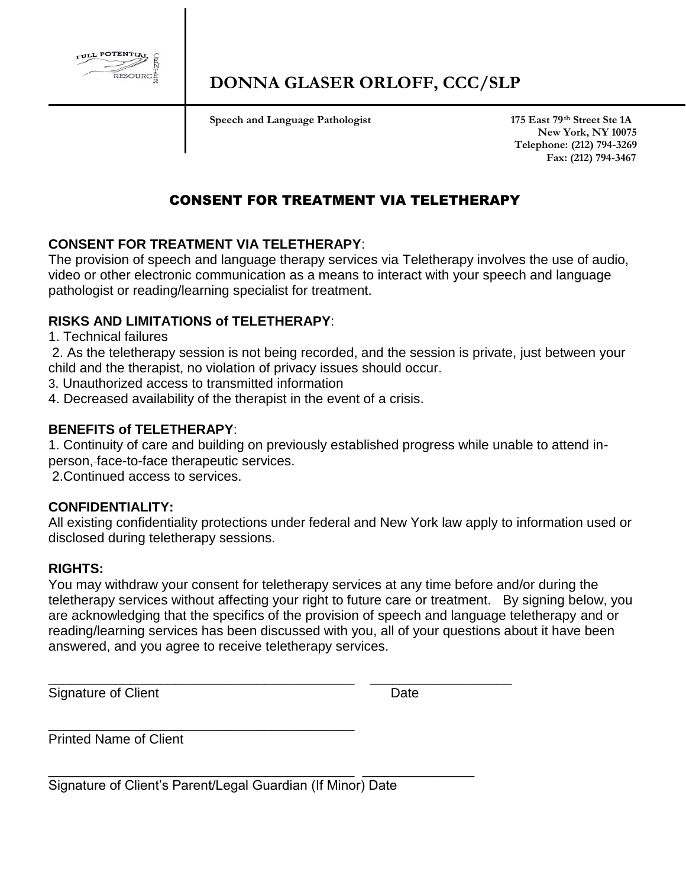FULL POTENTIAL RESOURCE CENTER

# DONNA GLASER ORLOFF, CCC/SLP

**Speech and Language Pathologist**

**175 East 79th Street Ste 1A**
**New York, NY 10075**
**Telephone: (212) 794-3269**
**Fax: (212) 794-3467**

## CONSENT FOR TREATMENT VIA TELETHERAPY

**CONSENT FOR TREATMENT VIA TELETHERAPY**:
The provision of speech and language therapy services via Teletherapy involves the use of audio, video or other electronic communication as a means to interact with your speech and language pathologist or reading/learning specialist for treatment.

**RISKS AND LIMITATIONS of TELETHERAPY**:
1. Technical failures
2. As the teletherapy session is not being recorded, and the session is private, just between your child and the therapist, no violation of privacy issues should occur.
3. Unauthorized access to transmitted information
4. Decreased availability of the therapist in the event of a crisis.

**BENEFITS of TELETHERAPY**:
1. Continuity of care and building on previously established progress while unable to attend in-person, face-to-face therapeutic services.
2. Continued access to services.

**CONFIDENTIALITY:**
All existing confidentiality protections under federal and New York law apply to information used or disclosed during teletherapy sessions.

**RIGHTS:**
You may withdraw your consent for teletherapy services at any time before and/or during the teletherapy services without affecting your right to future care or treatment. By signing below, you are acknowledging that the specifics of the provision of speech and language teletherapy and or reading/learning services has been discussed with you, all of your questions about it have been answered, and you agree to receive teletherapy services.

\_\_\_\_\_\_\_\_\_\_\_\_\_\_\_\_\_\_\_\_\_\_\_\_\_\_\_\_\_\_\_\_\_\_\_\_\_\_\_\_\_\_ \_\_\_\_\_\_\_\_\_\_\_\_\_\_\_\_\_\_\_\_
Signature of Client Date

\_\_\_\_\_\_\_\_\_\_\_\_\_\_\_\_\_\_\_\_\_\_\_\_\_\_\_\_\_\_\_\_\_\_\_\_\_\_\_\_\_\_
Printed Name of Client

\_\_\_\_\_\_\_\_\_\_\_\_\_\_\_\_\_\_\_\_\_\_\_\_\_\_\_\_\_\_\_\_\_\_\_\_\_\_\_\_\_\_ \_\_\_\_\_\_\_\_\_\_\_\_\_\_\_\_
Signature of Client's Parent/Legal Guardian (If Minor) Date